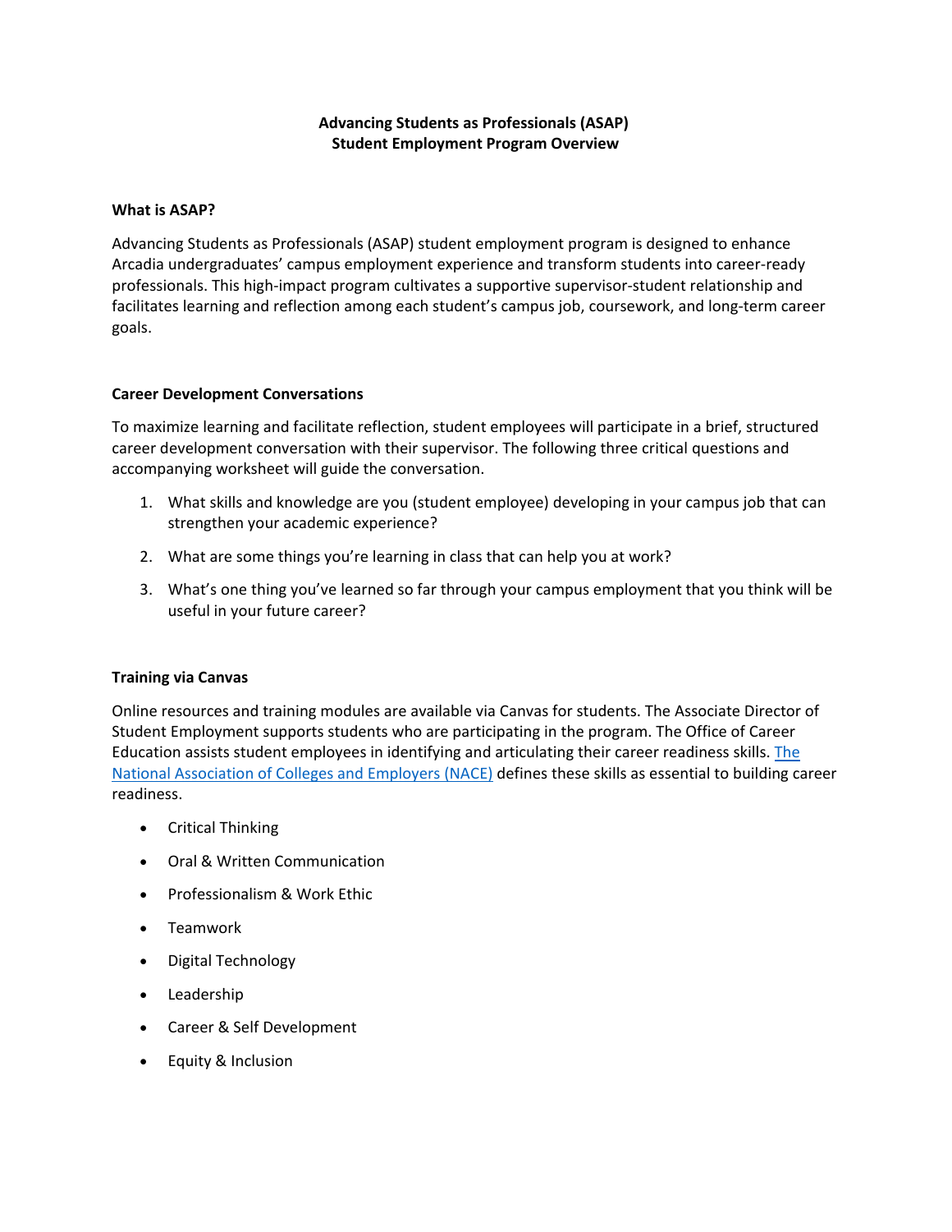# Advancing Students as Professionals (ASAP)
# Student Employment Program Overview

## What is ASAP?

Advancing Students as Professionals (ASAP) student employment program is designed to enhance Arcadia undergraduates' campus employment experience and transform students into career-ready professionals. This high-impact program cultivates a supportive supervisor-student relationship and facilitates learning and reflection among each student's campus job, coursework, and long-term career goals.

## Career Development Conversations

To maximize learning and facilitate reflection, student employees will participate in a brief, structured career development conversation with their supervisor. The following three critical questions and accompanying worksheet will guide the conversation.

1. What skills and knowledge are you (student employee) developing in your campus job that can strengthen your academic experience?
2. What are some things you're learning in class that can help you at work?
3. What's one thing you've learned so far through your campus employment that you think will be useful in your future career?

## Training via Canvas

Online resources and training modules are available via Canvas for students. The Associate Director of Student Employment supports students who are participating in the program. The Office of Career Education assists student employees in identifying and articulating their career readiness skills. The National Association of Colleges and Employers (NACE) defines these skills as essential to building career readiness.

- Critical Thinking
- Oral & Written Communication
- Professionalism & Work Ethic
- Teamwork
- Digital Technology
- Leadership
- Career & Self Development
- Equity & Inclusion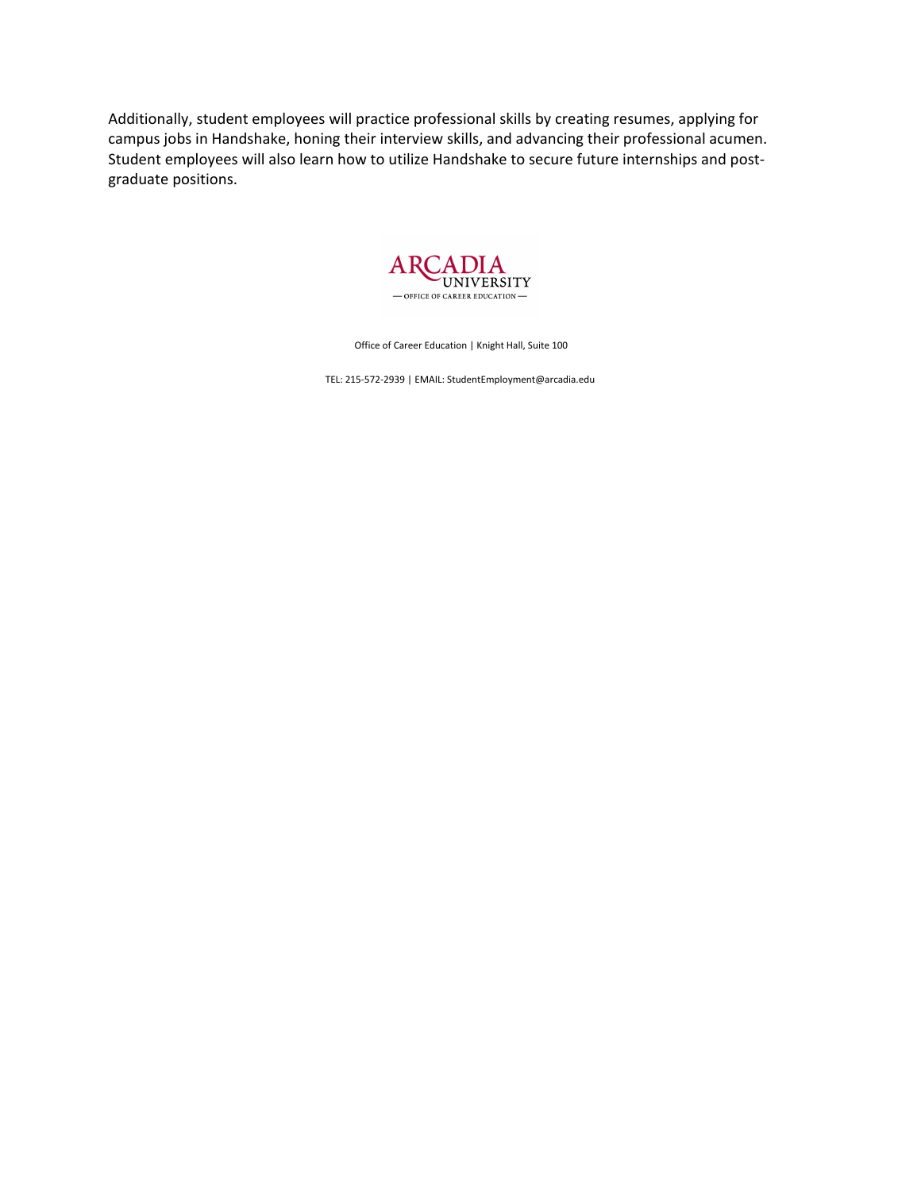Additionally, student employees will practice professional skills by creating resumes, applying for campus jobs in Handshake, honing their interview skills, and advancing their professional acumen. Student employees will also learn how to utilize Handshake to secure future internships and post-graduate positions.

ARCADIA UNIVERSITY
— OFFICE OF CAREER EDUCATION —

Office of Career Education | Knight Hall, Suite 100

TEL: 215-572-2939 | EMAIL: StudentEmployment@arcadia.edu